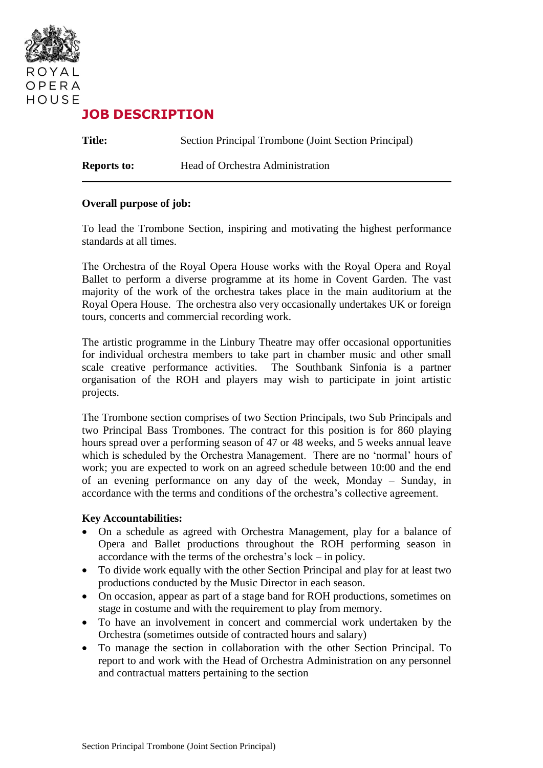ROYAL OPERA HOUSE

# JOB DESCRIPTION

**Title:** Section Principal Trombone (Joint Section Principal)

**Reports to:** Head of Orchestra Administration

---

**Overall purpose of job:**

To lead the Trombone Section, inspiring and motivating the highest performance standards at all times.

The Orchestra of the Royal Opera House works with the Royal Opera and Royal Ballet to perform a diverse programme at its home in Covent Garden. The vast majority of the work of the orchestra takes place in the main auditorium at the Royal Opera House. The orchestra also very occasionally undertakes UK or foreign tours, concerts and commercial recording work.

The artistic programme in the Linbury Theatre may offer occasional opportunities for individual orchestra members to take part in chamber music and other small scale creative performance activities. The Southbank Sinfonia is a partner organisation of the ROH and players may wish to participate in joint artistic projects.

The Trombone section comprises of two Section Principals, two Sub Principals and two Principal Bass Trombones. The contract for this position is for 860 playing hours spread over a performing season of 47 or 48 weeks, and 5 weeks annual leave which is scheduled by the Orchestra Management. There are no 'normal' hours of work; you are expected to work on an agreed schedule between 10:00 and the end of an evening performance on any day of the week, Monday – Sunday, in accordance with the terms and conditions of the orchestra's collective agreement.

**Key Accountabilities:**

- On a schedule as agreed with Orchestra Management, play for a balance of Opera and Ballet productions throughout the ROH performing season in accordance with the terms of the orchestra's lock – in policy.
- To divide work equally with the other Section Principal and play for at least two productions conducted by the Music Director in each season.
- On occasion, appear as part of a stage band for ROH productions, sometimes on stage in costume and with the requirement to play from memory.
- To have an involvement in concert and commercial work undertaken by the Orchestra (sometimes outside of contracted hours and salary)
- To manage the section in collaboration with the other Section Principal. To report to and work with the Head of Orchestra Administration on any personnel and contractual matters pertaining to the section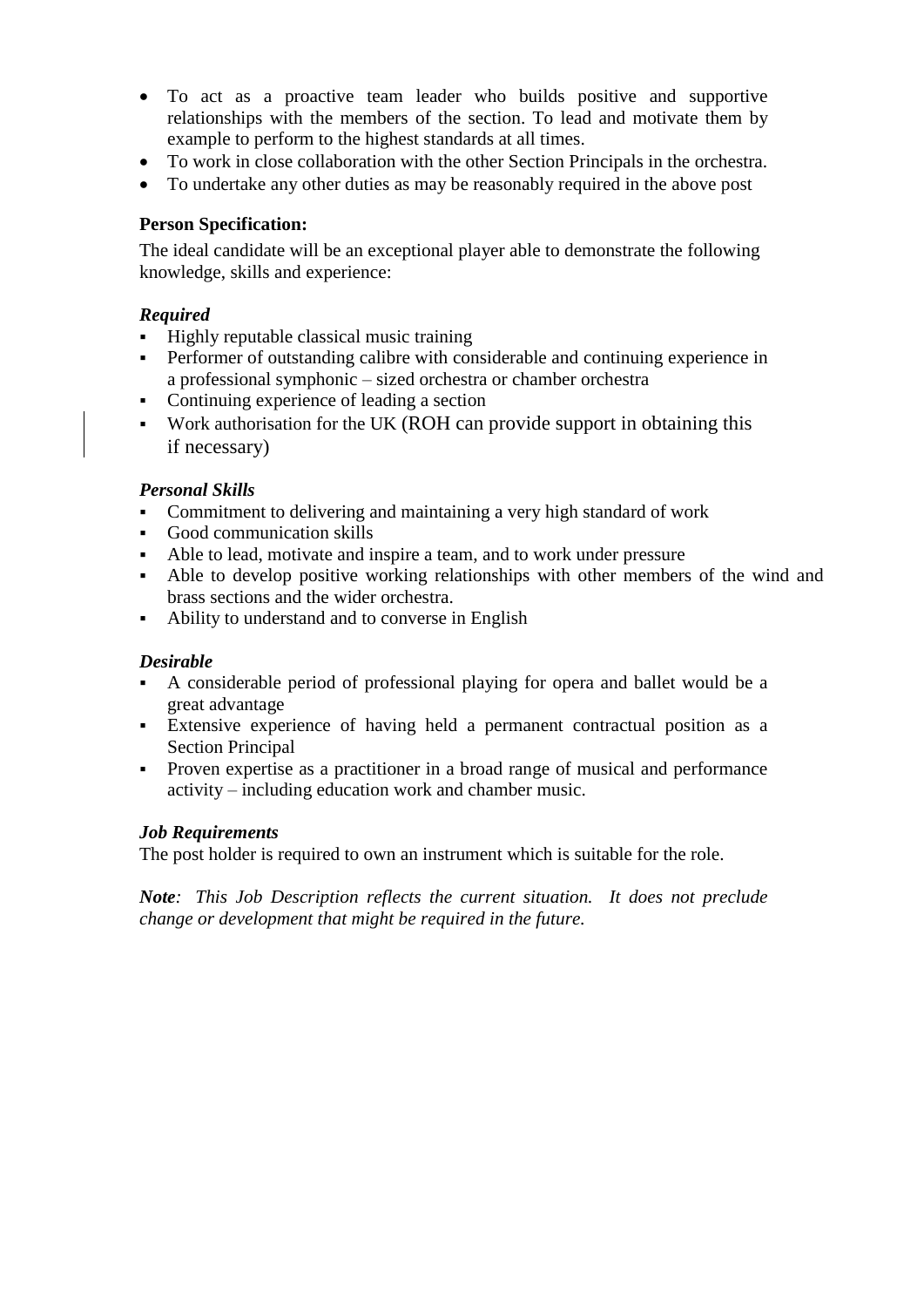- To act as a proactive team leader who builds positive and supportive relationships with the members of the section. To lead and motivate them by example to perform to the highest standards at all times.
- To work in close collaboration with the other Section Principals in the orchestra.
- To undertake any other duties as may be reasonably required in the above post

**Person Specification:**

The ideal candidate will be an exceptional player able to demonstrate the following knowledge, skills and experience:

***Required***

- Highly reputable classical music training
- Performer of outstanding calibre with considerable and continuing experience in a professional symphonic – sized orchestra or chamber orchestra
- Continuing experience of leading a section
- Work authorisation for the UK (ROH can provide support in obtaining this if necessary)

***Personal Skills***

- Commitment to delivering and maintaining a very high standard of work
- Good communication skills
- Able to lead, motivate and inspire a team, and to work under pressure
- Able to develop positive working relationships with other members of the wind and brass sections and the wider orchestra.
- Ability to understand and to converse in English

***Desirable***

- A considerable period of professional playing for opera and ballet would be a great advantage
- Extensive experience of having held a permanent contractual position as a Section Principal
- Proven expertise as a practitioner in a broad range of musical and performance activity – including education work and chamber music.

***Job Requirements***

The post holder is required to own an instrument which is suitable for the role.

***Note**: This Job Description reflects the current situation. It does not preclude change or development that might be required in the future.*